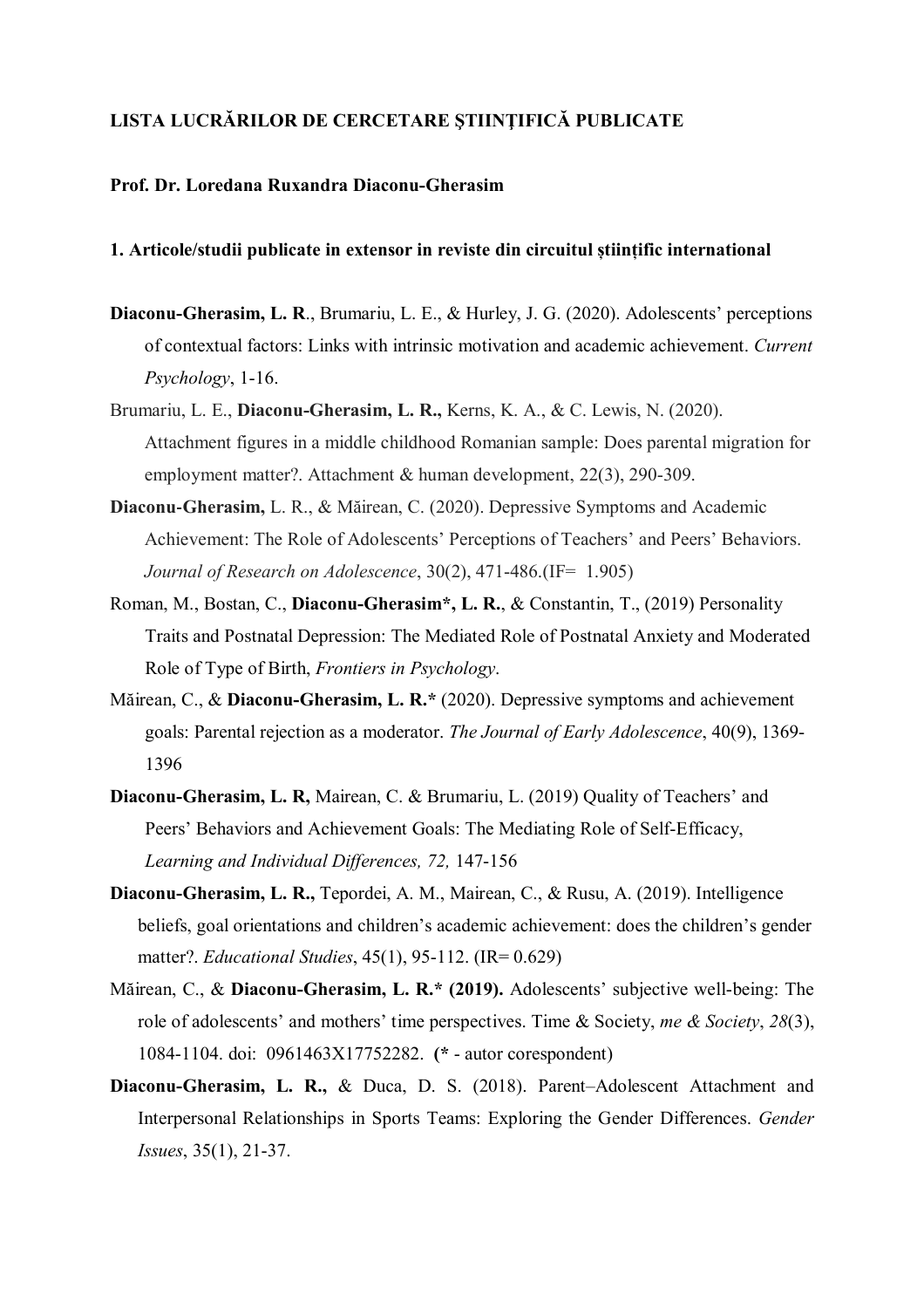**LISTA LUCRĂRILOR DE CERCETARE ŞTIINȚIFICĂ PUBLICATE**

**Prof. Dr. Loredana Ruxandra Diaconu-Gherasim**

**1. Articole/studii publicate in extensor in reviste din circuitul științific international**

**Diaconu-Gherasim, L. R**., Brumariu, L. E., & Hurley, J. G. (2020). Adolescents' perceptions of contextual factors: Links with intrinsic motivation and academic achievement. *Current Psychology*, 1-16.

Brumariu, L. E., **Diaconu-Gherasim, L. R.,** Kerns, K. A., & C. Lewis, N. (2020). Attachment figures in a middle childhood Romanian sample: Does parental migration for employment matter?. Attachment & human development, 22(3), 290-309.

**Diaconu-Gherasim,** L. R., & Măirean, C. (2020). Depressive Symptoms and Academic Achievement: The Role of Adolescents' Perceptions of Teachers' and Peers' Behaviors. *Journal of Research on Adolescence*, 30(2), 471-486.(IF= 1.905)

Roman, M., Bostan, C., **Diaconu-Gherasim*, L. R.**, & Constantin, T., (2019) Personality Traits and Postnatal Depression: The Mediated Role of Postnatal Anxiety and Moderated Role of Type of Birth, *Frontiers in Psychology*.

Măirean, C., & **Diaconu-Gherasim, L. R.*** (2020). Depressive symptoms and achievement goals: Parental rejection as a moderator. *The Journal of Early Adolescence*, 40(9), 1369-1396

**Diaconu-Gherasim, L. R,** Mairean, C. & Brumariu, L. (2019) Quality of Teachers' and Peers' Behaviors and Achievement Goals: The Mediating Role of Self-Efficacy, *Learning and Individual Differences, 72,* 147-156

**Diaconu-Gherasim, L. R.,** Tepordei, A. M., Mairean, C., & Rusu, A. (2019). Intelligence beliefs, goal orientations and children's academic achievement: does the children's gender matter?. *Educational Studies*, 45(1), 95-112. (IR= 0.629)

Măirean, C., & **Diaconu-Gherasim, L. R.* (2019).** Adolescents' subjective well-being: The role of adolescents' and mothers' time perspectives. Time & Society, *me & Society*, *28*(3), 1084-1104. doi: 0961463X17752282. **(*** - autor corespondent)

**Diaconu-Gherasim, L. R.,** & Duca, D. S. (2018). Parent–Adolescent Attachment and Interpersonal Relationships in Sports Teams: Exploring the Gender Differences. *Gender Issues*, 35(1), 21-37.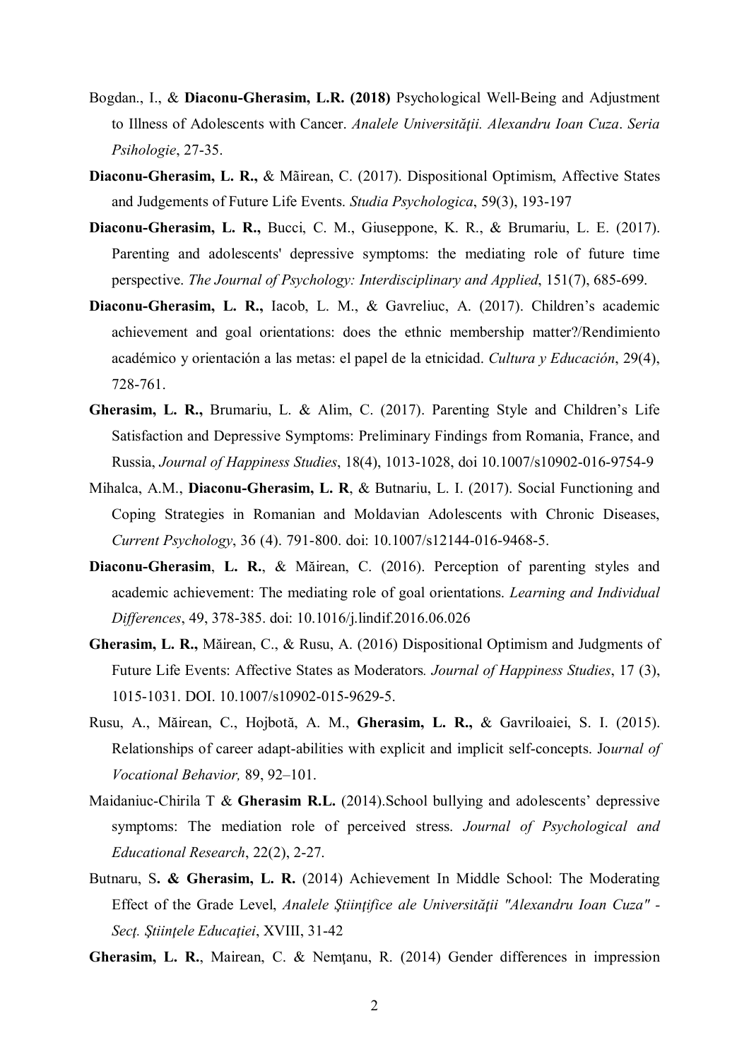Bogdan., I., & **Diaconu-Gherasim, L.R. (2018)** Psychological Well-Being and Adjustment to Illness of Adolescents with Cancer. *Analele Universităţii. Alexandru Ioan Cuza*. *Seria Psihologie*, 27-35.

**Diaconu-Gherasim, L. R.,** & Mãirean, C. (2017). Dispositional Optimism, Affective States and Judgements of Future Life Events. *Studia Psychologica*, 59(3), 193-197

**Diaconu-Gherasim, L. R.,** Bucci, C. M., Giuseppone, K. R., & Brumariu, L. E. (2017). Parenting and adolescents' depressive symptoms: the mediating role of future time perspective. *The Journal of Psychology: Interdisciplinary and Applied*, 151(7), 685-699.

**Diaconu-Gherasim, L. R.,** Iacob, L. M., & Gavreliuc, A. (2017). Children's academic achievement and goal orientations: does the ethnic membership matter?/Rendimiento académico y orientación a las metas: el papel de la etnicidad. *Cultura y Educación*, 29(4), 728-761.

**Gherasim, L. R.,** Brumariu, L. & Alim, C. (2017). Parenting Style and Children's Life Satisfaction and Depressive Symptoms: Preliminary Findings from Romania, France, and Russia, *Journal of Happiness Studies*, 18(4), 1013-1028, doi 10.1007/s10902-016-9754-9

Mihalca, A.M., **Diaconu-Gherasim, L. R**, & Butnariu, L. I. (2017). Social Functioning and Coping Strategies in Romanian and Moldavian Adolescents with Chronic Diseases, *Current Psychology*, 36 (4). 791-800. doi: 10.1007/s12144-016-9468-5.

**Diaconu-Gherasim**, **L. R.**, & Măirean, C. (2016). Perception of parenting styles and academic achievement: The mediating role of goal orientations. *Learning and Individual Differences*, 49, 378-385. doi: 10.1016/j.lindif.2016.06.026

**Gherasim, L. R.,** Măirean, C., & Rusu, A. (2016) Dispositional Optimism and Judgments of Future Life Events: Affective States as Moderators*. Journal of Happiness Studies*, 17 (3), 1015-1031. DOI. 10.1007/s10902-015-9629-5.

Rusu, A., Măirean, C., Hojbotă, A. M., **Gherasim, L. R.,** & Gavriloaiei, S. I. (2015). Relationships of career adapt-abilities with explicit and implicit self-concepts. Jo*urnal of Vocational Behavior,* 89, 92–101.

Maidaniuc-Chirila T & **Gherasim R.L.** (2014).School bullying and adolescents' depressive symptoms: The mediation role of perceived stress. *Journal of Psychological and Educational Research*, 22(2), 2-27.

Butnaru, S**. & Gherasim, L. R.** (2014) Achievement In Middle School: The Moderating Effect of the Grade Level, *Analele Ştiinţifice ale Universităţii "Alexandru Ioan Cuza" - Secţ. Ştiinţele Educaţiei*, XVIII, 31-42

**Gherasim, L. R.**, Mairean, C. & Nemţanu, R. (2014) Gender differences in impression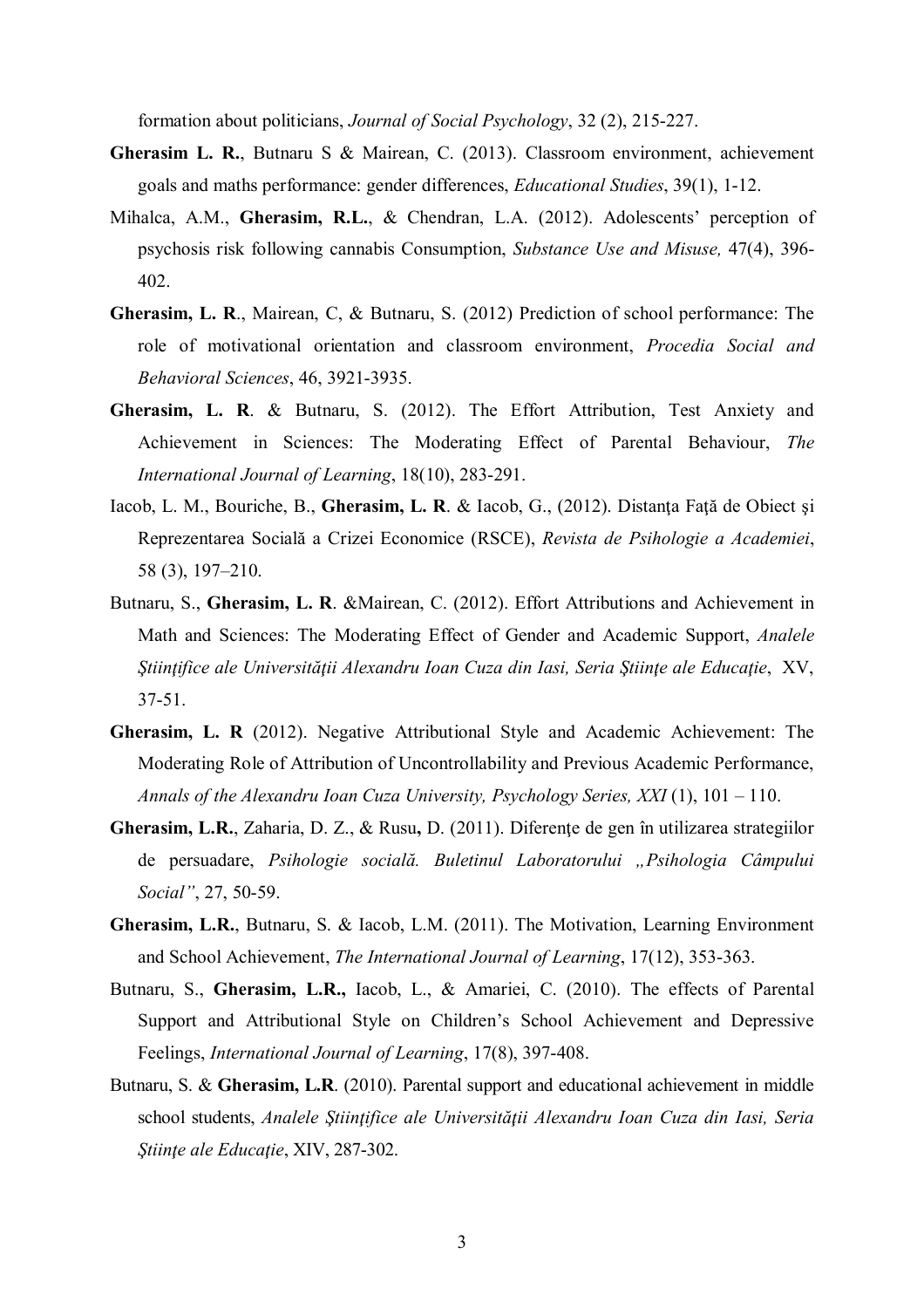formation about politicians, *Journal of Social Psychology*, 32 (2), 215-227.

**Gherasim L. R.**, Butnaru S & Mairean, C. (2013). Classroom environment, achievement goals and maths performance: gender differences, *Educational Studies*, 39(1), 1-12.

Mihalca, A.M., **Gherasim, R.L.**, & Chendran, L.A. (2012). Adolescents' perception of psychosis risk following cannabis Consumption, *Substance Use and Misuse,* 47(4), 396-402.

**Gherasim, L. R**., Mairean, C, & Butnaru, S. (2012) Prediction of school performance: The role of motivational orientation and classroom environment, *Procedia Social and Behavioral Sciences*, 46, 3921-3935.

**Gherasim, L. R**. & Butnaru, S. (2012). The Effort Attribution, Test Anxiety and Achievement in Sciences: The Moderating Effect of Parental Behaviour, *The International Journal of Learning*, 18(10), 283-291.

Iacob, L. M., Bouriche, B., **Gherasim, L. R**. & Iacob, G., (2012). Distanţa Faţă de Obiect şi Reprezentarea Socială a Crizei Economice (RSCE), *Revista de Psihologie a Academiei*, 58 (3), 197–210.

Butnaru, S., **Gherasim, L. R**. &Mairean, C. (2012). Effort Attributions and Achievement in Math and Sciences: The Moderating Effect of Gender and Academic Support, *Analele Ştiinţifice ale Universităţii Alexandru Ioan Cuza din Iasi, Seria Ştiinţe ale Educaţie*, XV, 37-51.

**Gherasim, L. R** (2012). Negative Attributional Style and Academic Achievement: The Moderating Role of Attribution of Uncontrollability and Previous Academic Performance, *Annals of the Alexandru Ioan Cuza University, Psychology Series, XXI* (1), 101 – 110.

**Gherasim, L.R.**, Zaharia, D. Z., & Rusu**,** D. (2011). Diferenţe de gen în utilizarea strategiilor de persuadare, *Psihologie socială. Buletinul Laboratorului „Psihologia Câmpului Social"*, 27, 50-59.

**Gherasim, L.R.**, Butnaru, S. & Iacob, L.M. (2011). The Motivation, Learning Environment and School Achievement, *The International Journal of Learning*, 17(12), 353-363.

Butnaru, S., **Gherasim, L.R.,** Iacob, L., & Amariei, C. (2010). The effects of Parental Support and Attributional Style on Children's School Achievement and Depressive Feelings, *International Journal of Learning*, 17(8), 397-408.

Butnaru, S. & **Gherasim, L.R**. (2010). Parental support and educational achievement in middle school students, *Analele Ştiinţifice ale Universităţii Alexandru Ioan Cuza din Iasi, Seria Ştiinţe ale Educaţie*, XIV, 287-302.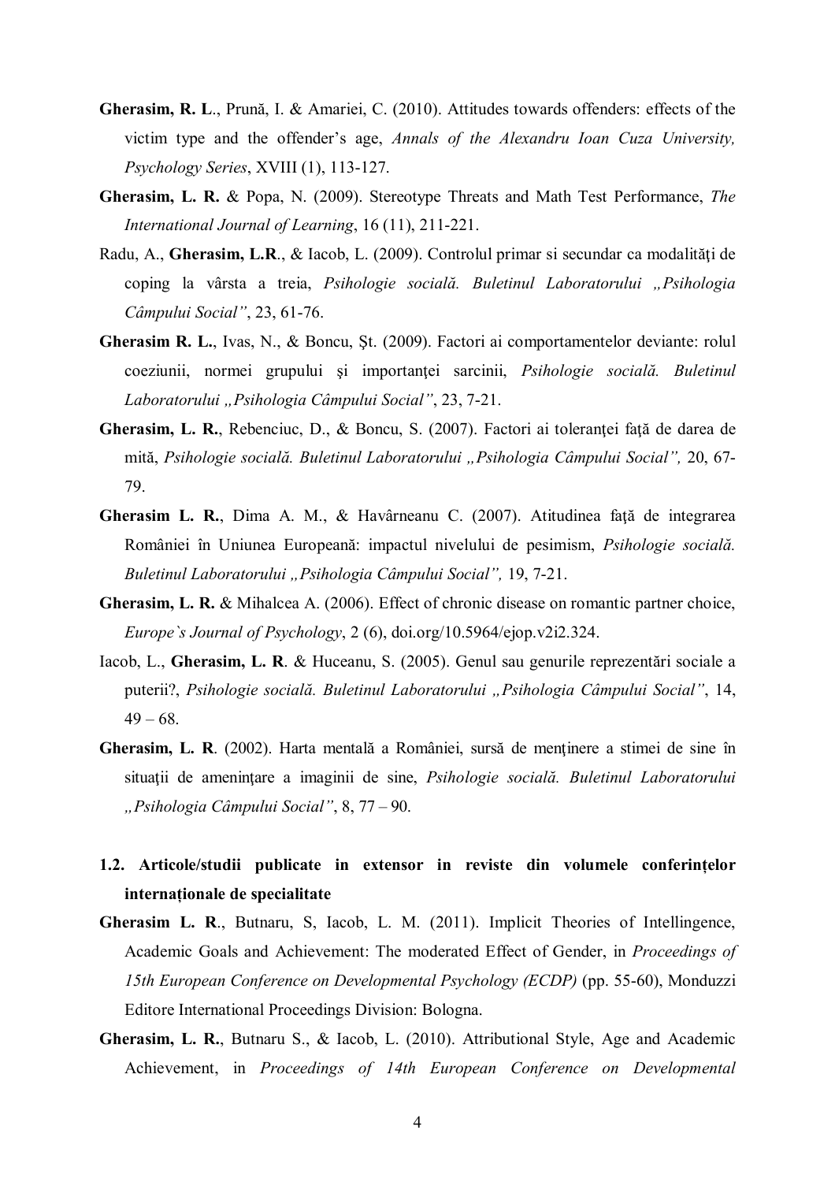**Gherasim, R. L**., Prună, I. & Amariei, C. (2010). Attitudes towards offenders: effects of the victim type and the offender's age, *Annals of the Alexandru Ioan Cuza University, Psychology Series*, XVIII (1), 113-127.

**Gherasim, L. R.** & Popa, N. (2009). Stereotype Threats and Math Test Performance, *The International Journal of Learning*, 16 (11), 211-221.

Radu, A., **Gherasim, L.R**., & Iacob, L. (2009). Controlul primar si secundar ca modalităţi de coping la vârsta a treia, *Psihologie socială. Buletinul Laboratorului „Psihologia Câmpului Social"*, 23, 61-76.

**Gherasim R. L.**, Ivas, N., & Boncu, Şt. (2009). Factori ai comportamentelor deviante: rolul coeziunii, normei grupului şi importanţei sarcinii, *Psihologie socială. Buletinul Laboratorului „Psihologia Câmpului Social"*, 23, 7-21.

**Gherasim, L. R.**, Rebenciuc, D., & Boncu, S. (2007). Factori ai toleranţei faţă de darea de mită, *Psihologie socială. Buletinul Laboratorului „Psihologia Câmpului Social",* 20, 67-79.

**Gherasim L. R.**, Dima A. M., & Havârneanu C. (2007). Atitudinea faţă de integrarea României în Uniunea Europeană: impactul nivelului de pesimism, *Psihologie socială. Buletinul Laboratorului „Psihologia Câmpului Social",* 19, 7-21.

**Gherasim, L. R.** & Mihalcea A. (2006). Effect of chronic disease on romantic partner choice, *Europe`s Journal of Psychology*, 2 (6), doi.org/10.5964/ejop.v2i2.324.

Iacob, L., **Gherasim, L. R** & Huceanu, S. (2005). Genul sau genurile reprezentări sociale a puterii?, *Psihologie socială. Buletinul Laboratorului „Psihologia Câmpului Social"*, 14, 49 – 68.

**Gherasim, L. R**. (2002). Harta mentală a României, sursă de menţinere a stimei de sine în situaţii de ameninţare a imaginii de sine, *Psihologie socială. Buletinul Laboratorului „Psihologia Câmpului Social"*, 8, 77 – 90.

## 1.2. Articole/studii publicate in extensor in reviste din volumele conferințelor internaționale de specialitate

**Gherasim L. R**., Butnaru, S, Iacob, L. M. (2011). Implicit Theories of Intellingence, Academic Goals and Achievement: The moderated Effect of Gender, in *Proceedings of 15th European Conference on Developmental Psychology (ECDP)* (pp. 55-60), Monduzzi Editore International Proceedings Division: Bologna.

**Gherasim, L. R.**, Butnaru S., & Iacob, L. (2010). Attributional Style, Age and Academic Achievement, in *Proceedings of 14th European Conference on Developmental*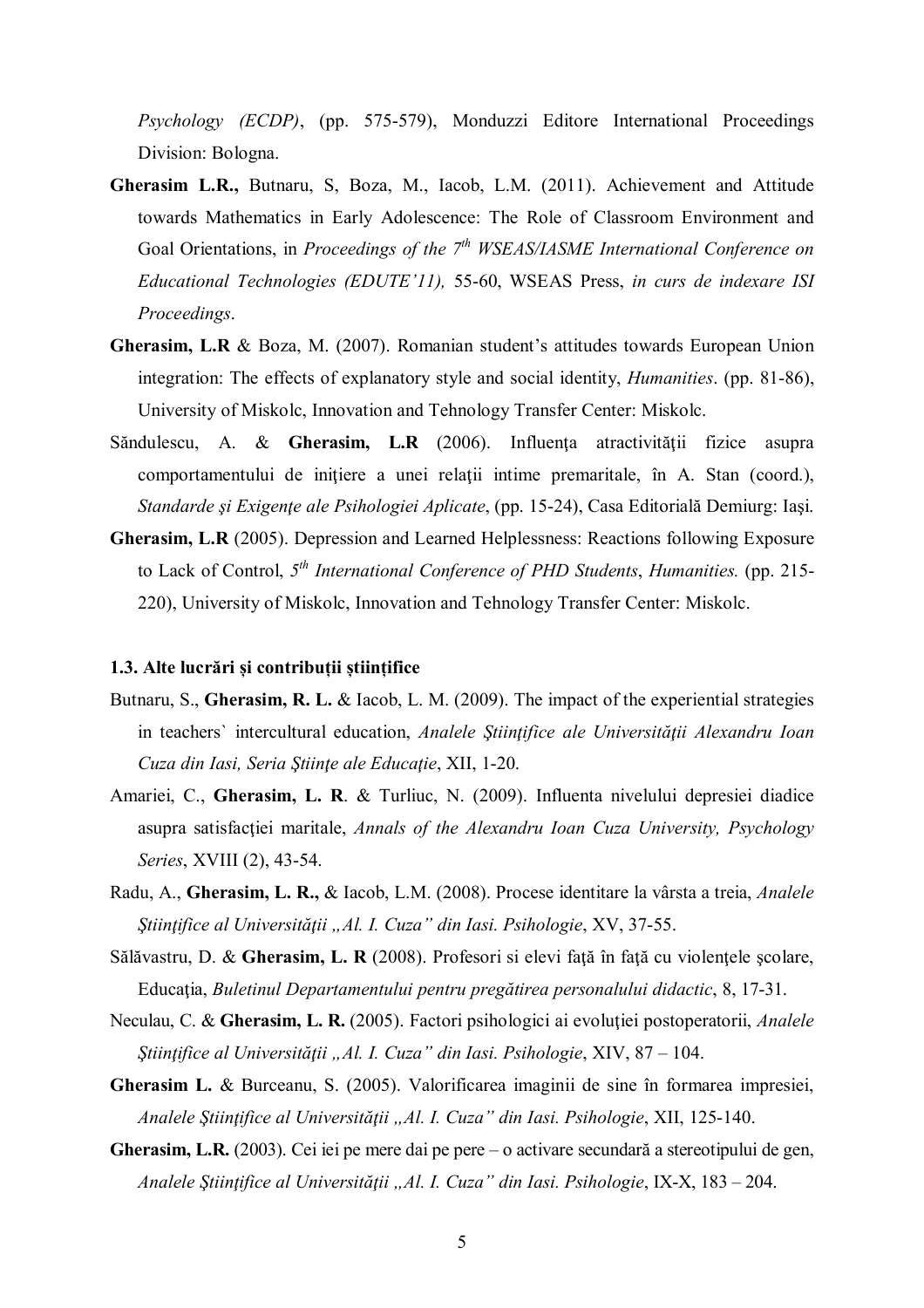*Psychology (ECDP)*, (pp. 575-579), Monduzzi Editore International Proceedings Division: Bologna.

**Gherasim L.R.,** Butnaru, S, Boza, M., Iacob, L.M. (2011). Achievement and Attitude towards Mathematics in Early Adolescence: The Role of Classroom Environment and Goal Orientations, in *Proceedings of the 7th WSEAS/IASME International Conference on Educational Technologies (EDUTE'11),* 55-60, WSEAS Press, *in curs de indexare ISI Proceedings*.

**Gherasim, L.R** & Boza, M. (2007). Romanian student's attitudes towards European Union integration: The effects of explanatory style and social identity, *Humanities*. (pp. 81-86), University of Miskolc, Innovation and Tehnology Transfer Center: Miskolc.

Săndulescu, A. & **Gherasim, L.R** (2006). Influenţa atractivităţii fizice asupra comportamentului de iniţiere a unei relaţii intime premaritale, în A. Stan (coord.), *Standarde şi Exigenţe ale Psihologiei Aplicate*, (pp. 15-24), Casa Editorială Demiurg: Iaşi.

**Gherasim, L.R** (2005). Depression and Learned Helplessness: Reactions following Exposure to Lack of Control, *5th International Conference of PHD Students*, *Humanities.* (pp. 215-220), University of Miskolc, Innovation and Tehnology Transfer Center: Miskolc.

#### 1.3. Alte lucrări şi contribuții științifice

Butnaru, S., **Gherasim, R. L.** & Iacob, L. M. (2009). The impact of the experiential strategies in teachers` intercultural education, *Analele Ştiinţifice ale Universităţii Alexandru Ioan Cuza din Iasi, Seria Ştiinţe ale Educaţie*, XII, 1-20.

Amariei, C., **Gherasim, L. R**. & Turliuc, N. (2009). Influenta nivelului depresiei diadice asupra satisfacţiei maritale, *Annals of the Alexandru Ioan Cuza University, Psychology Series*, XVIII (2), 43-54.

Radu, A., **Gherasim, L. R.,** & Iacob, L.M. (2008). Procese identitare la vârsta a treia, *Analele Ştiinţifice al Universităţii „Al. I. Cuza" din Iasi. Psihologie*, XV, 37-55.

Sălăvastru, D. & **Gherasim, L. R** (2008). Profesori si elevi faţă în faţă cu violenţele şcolare, Educaţia, *Buletinul Departamentului pentru pregătirea personalului didactic*, 8, 17-31.

Neculau, C. & **Gherasim, L. R.** (2005). Factori psihologici ai evoluţiei postoperatorii, *Analele Ştiinţifice al Universităţii „Al. I. Cuza" din Iasi. Psihologie*, XIV, 87 – 104.

**Gherasim L.** & Burceanu, S. (2005). Valorificarea imaginii de sine în formarea impresiei, *Analele Ştiinţifice al Universităţii „Al. I. Cuza" din Iasi. Psihologie*, XII, 125-140.

**Gherasim, L.R.** (2003). Cei iei pe mere dai pe pere – o activare secundară a stereotipului de gen, *Analele Ştiinţifice al Universităţii „Al. I. Cuza" din Iasi. Psihologie*, IX-X, 183 – 204.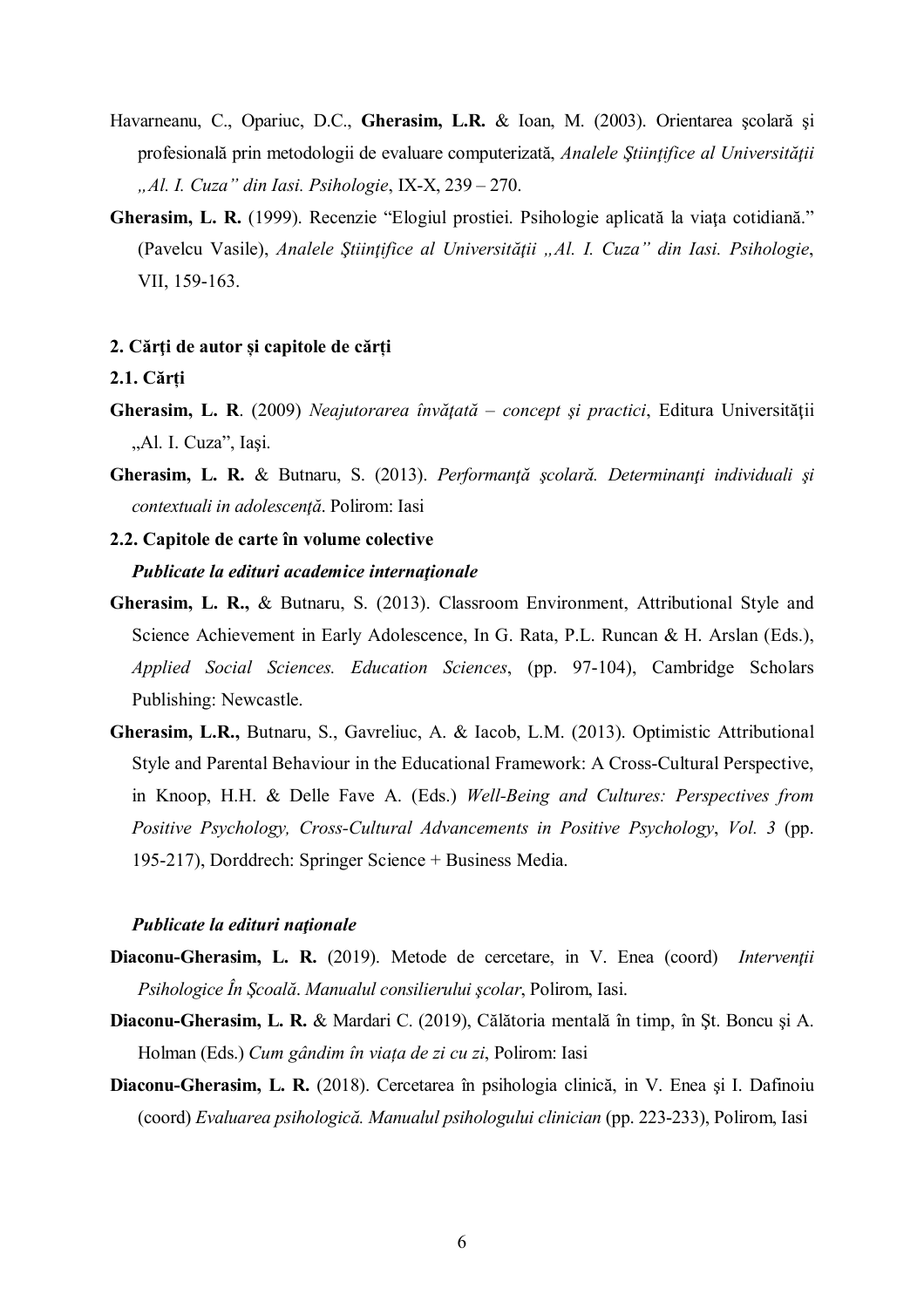Havarneanu, C., Opariuc, D.C., **Gherasim, L.R.** & Ioan, M. (2003). Orientarea şcolară şi profesională prin metodologii de evaluare computerizată, *Analele Ştiinţifice al Universităţii „Al. I. Cuza" din Iasi. Psihologie*, IX-X, 239 – 270.

**Gherasim, L. R.** (1999). Recenzie "Elogiul prostiei. Psihologie aplicată la viaţa cotidiană." (Pavelcu Vasile), *Analele Ştiinţifice al Universităţii „Al. I. Cuza" din Iasi. Psihologie*, VII, 159-163.

**2. Cărți de autor și capitole de cărți**

**2.1. Cărți**

**Gherasim, L. R**. (2009) *Neajutorarea învăţată – concept şi practici*, Editura Universităţii „Al. I. Cuza", Iaşi.

**Gherasim, L. R.** & Butnaru, S. (2013). *Performanţă şcolară. Determinanţi individuali şi contextuali in adolescenţă*. Polirom: Iasi

**2.2. Capitole de carte în volume colective**

***Publicate la edituri academice internaționale***

**Gherasim, L. R.,** & Butnaru, S. (2013). Classroom Environment, Attributional Style and Science Achievement in Early Adolescence, In G. Rata, P.L. Runcan & H. Arslan (Eds.), *Applied Social Sciences. Education Sciences*, (pp. 97-104), Cambridge Scholars Publishing: Newcastle.

**Gherasim, L.R.,** Butnaru, S., Gavreliuc, A. & Iacob, L.M. (2013). Optimistic Attributional Style and Parental Behaviour in the Educational Framework: A Cross-Cultural Perspective, in Knoop, H.H. & Delle Fave A. (Eds.) *Well-Being and Cultures: Perspectives from Positive Psychology, Cross-Cultural Advancements in Positive Psychology*, *Vol. 3* (pp. 195-217), Dorddrech: Springer Science + Business Media.

***Publicate la edituri naționale***

**Diaconu-Gherasim, L. R.** (2019). Metode de cercetare, in V. Enea (coord) *Intervenţii Psihologice În Şcoală. Manualul consilierului şcolar*, Polirom, Iasi.

**Diaconu-Gherasim, L. R.** & Mardari C. (2019), Călătoria mentală în timp, în Şt. Boncu şi A. Holman (Eds.) *Cum gândim în viaţa de zi cu zi*, Polirom: Iasi

**Diaconu-Gherasim, L. R.** (2018). Cercetarea în psihologia clinică, in V. Enea şi I. Dafinoiu (coord) *Evaluarea psihologică. Manualul psihologului clinician* (pp. 223-233), Polirom, Iasi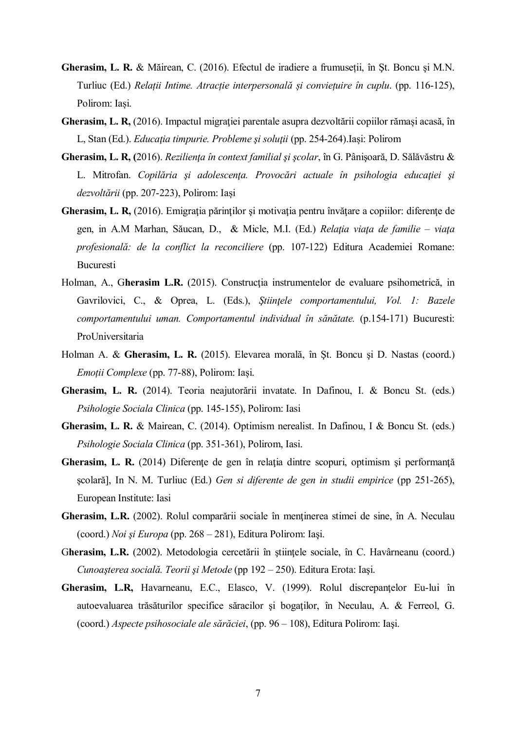**Gherasim, L. R.** & Măirean, C. (2016). Efectul de iradiere a frumuseții, în Şt. Boncu și M.N. Turliuc (Ed.) *Relații Intime. Atracție interpersonală și conviețuire în cuplu*. (pp. 116-125), Polirom: Iași.

**Gherasim, L. R,** (2016). Impactul migraţiei parentale asupra dezvoltării copiilor rămași acasă, în L, Stan (Ed.). *Educaţia timpurie. Probleme şi soluţii* (pp. 254-264).Iași: Polirom

**Gherasim, L. R, (**2016). *Rezilienţa în context familial şi şcolar*, în G. Pânişoară, D. Sălăvăstru & L. Mitrofan. *Copilăria şi adolescenţa. Provocări actuale în psihologia educaţiei şi dezvoltării* (pp. 207-223), Polirom: Iași

**Gherasim, L. R,** (2016). Emigraţia părinţilor şi motivaţia pentru învăţare a copiilor: diferenţe de gen, in A.M Marhan, Săucan, D., & Micle, M.I. (Ed.) *Relaţia viaţa de familie – viaţa profesională: de la conflict la reconciliere* (pp. 107-122) Editura Academiei Romane: Bucuresti

Holman, A., G**herasim L.R.** (2015). Construcţia instrumentelor de evaluare psihometrică, in Gavrilovici, C., & Oprea, L. (Eds.), *Ştiinţele comportamentului, Vol. 1: Bazele comportamentului uman. Comportamentul individual în sănătate.* (p.154-171) Bucuresti: ProUniversitaria

Holman A. & **Gherasim, L. R.** (2015). Elevarea morală, în Şt. Boncu și D. Nastas (coord.) *Emoții Complexe* (pp. 77-88), Polirom: Iași.

**Gherasim, L. R.** (2014). Teoria neajutorării invatate. In Dafinou, I. & Boncu St. (eds.) *Psihologie Sociala Clinica* (pp. 145-155), Polirom: Iasi

**Gherasim, L. R.** & Mairean, C. (2014). Optimism nerealist. In Dafinou, I & Boncu St. (eds.) *Psihologie Sociala Clinica* (pp. 351-361), Polirom, Iasi.

**Gherasim, L. R.** (2014) Diferenţe de gen în relaţia dintre scopuri, optimism şi performanţă şcolară], In N. M. Turliuc (Ed.) *Gen si diferente de gen in studii empirice* (pp 251-265), European Institute: Iasi

**Gherasim, L.R.** (2002). Rolul comparării sociale în menţinerea stimei de sine, în A. Neculau (coord.) *Noi şi Europa* (pp. 268 – 281), Editura Polirom: Iaşi.

G**herasim, L.R.** (2002). Metodologia cercetării în ştiinţele sociale, în C. Havârneanu (coord.) *Cunoaşterea socială. Teorii şi Metode* (pp 192 – 250). Editura Erota: Iaşi.

**Gherasim, L.R,** Havarneanu, E.C., Elasco, V. (1999). Rolul discrepanţelor Eu-lui în autoevaluarea trăsăturilor specifice săracilor şi bogaţilor, în Neculau, A. & Ferreol, G. (coord.) *Aspecte psihosociale ale sărăciei*, (pp. 96 – 108), Editura Polirom: Iaşi.